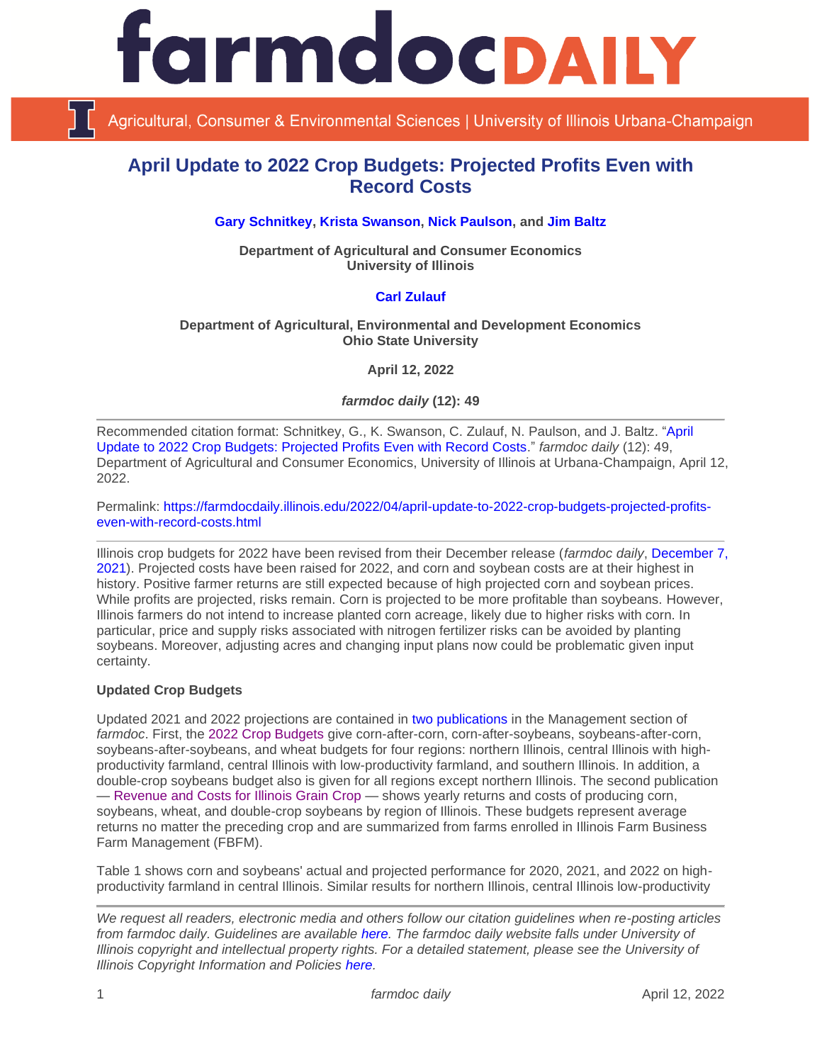# farmdoc DAILY

Agricultural, Consumer & Environmental Sciences | University of Illinois Urbana-Champaign

## April Update to 2022 Crop Budgets: Projected Profits Even with Record Costs

**Gary Schnitkey, Krista Swanson, Nick Paulson, and Jim Baltz**

**Department of Agricultural and Consumer Economics**
**University of Illinois**

**Carl Zulauf**

**Department of Agricultural, Environmental and Development Economics**
**Ohio State University**

**April 12, 2022**

***farmdoc daily* (12): 49**

---

Recommended citation format: Schnitkey, G., K. Swanson, C. Zulauf, N. Paulson, and J. Baltz. "April Update to 2022 Crop Budgets: Projected Profits Even with Record Costs." *farmdoc daily* (12): 49, Department of Agricultural and Consumer Economics, University of Illinois at Urbana-Champaign, April 12, 2022.

Permalink: https://farmdocdaily.illinois.edu/2022/04/april-update-to-2022-crop-budgets-projected-profits-even-with-record-costs.html

---

Illinois crop budgets for 2022 have been revised from their December release (*farmdoc daily*, December 7, 2021). Projected costs have been raised for 2022, and corn and soybean costs are at their highest in history. Positive farmer returns are still expected because of high projected corn and soybean prices. While profits are projected, risks remain. Corn is projected to be more profitable than soybeans. However, Illinois farmers do not intend to increase planted corn acreage, likely due to higher risks with corn. In particular, price and supply risks associated with nitrogen fertilizer risks can be avoided by planting soybeans. Moreover, adjusting acres and changing input plans now could be problematic given input certainty.

**Updated Crop Budgets**

Updated 2021 and 2022 projections are contained in two publications in the Management section of *farmdoc*. First, the 2022 Crop Budgets give corn-after-corn, corn-after-soybeans, soybeans-after-corn, soybeans-after-soybeans, and wheat budgets for four regions: northern Illinois, central Illinois with high-productivity farmland, central Illinois with low-productivity farmland, and southern Illinois. In addition, a double-crop soybeans budget also is given for all regions except northern Illinois. The second publication — Revenue and Costs for Illinois Grain Crop — shows yearly returns and costs of producing corn, soybeans, wheat, and double-crop soybeans by region of Illinois. These budgets represent average returns no matter the preceding crop and are summarized from farms enrolled in Illinois Farm Business Farm Management (FBFM).

Table 1 shows corn and soybeans' actual and projected performance for 2020, 2021, and 2022 on high-productivity farmland in central Illinois. Similar results for northern Illinois, central Illinois low-productivity

---

*We request all readers, electronic media and others follow our citation guidelines when re-posting articles from farmdoc daily. Guidelines are available here. The farmdoc daily website falls under University of Illinois copyright and intellectual property rights. For a detailed statement, please see the University of Illinois Copyright Information and Policies here.*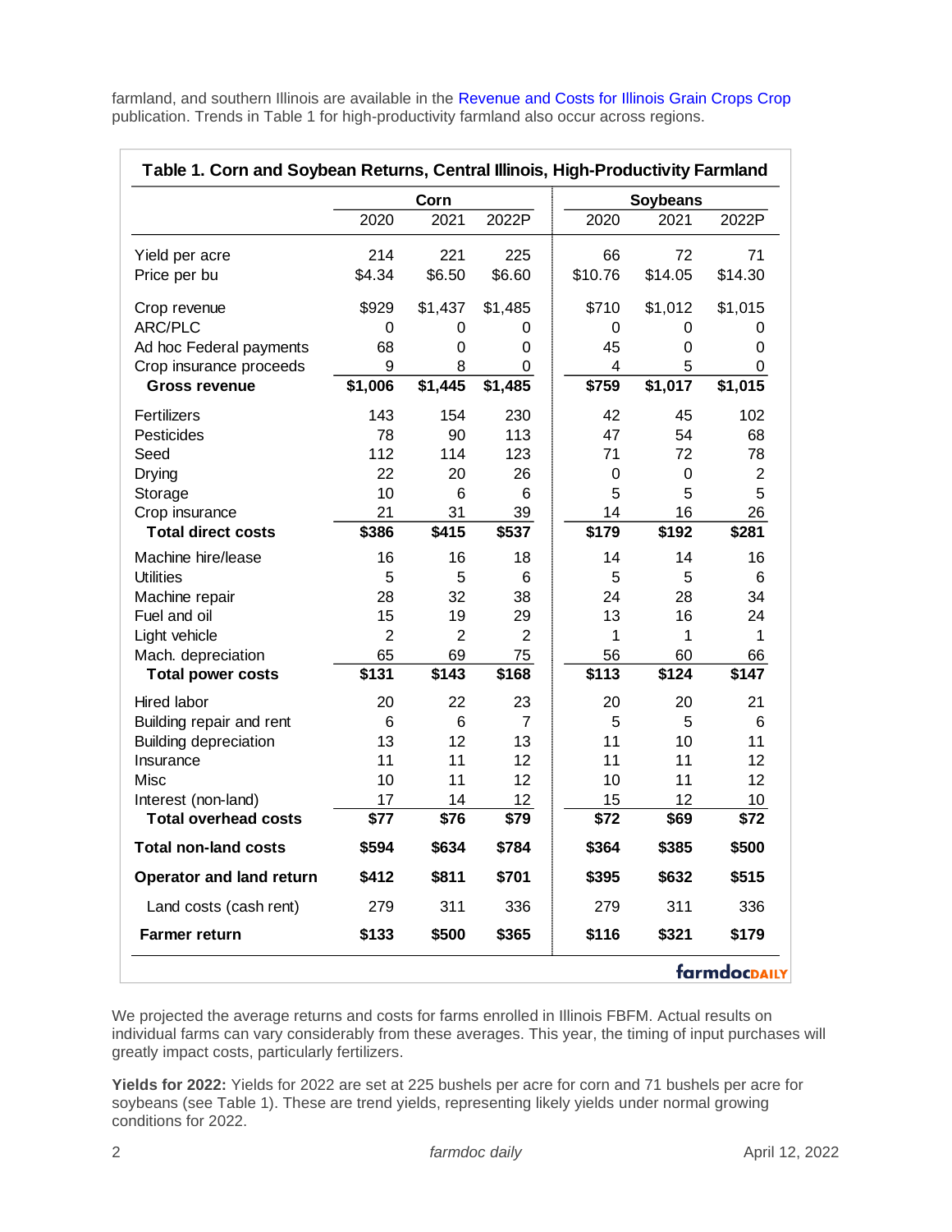farmland, and southern Illinois are available in the Revenue and Costs for Illinois Grain Crops Crop publication. Trends in Table 1 for high-productivity farmland also occur across regions.

**Table 1. Corn and Soybean Returns, Central Illinois, High-Productivity Farmland**

| | Corn | | | Soybeans | | |
|---|---|---|---|---|---|---|
| | 2020 | 2021 | 2022P | 2020 | 2021 | 2022P |
| Yield per acre | 214 | 221 | 225 | 66 | 72 | 71 |
| Price per bu | $4.34 | $6.50 | $6.60 | $10.76 | $14.05 | $14.30 |
| Crop revenue | $929 | $1,437 | $1,485 | $710 | $1,012 | $1,015 |
| ARC/PLC | 0 | 0 | 0 | 0 | 0 | 0 |
| Ad hoc Federal payments | 68 | 0 | 0 | 45 | 0 | 0 |
| Crop insurance proceeds | 9 | 8 | 0 | 4 | 5 | 0 |
| **Gross revenue** | **$1,006** | **$1,445** | **$1,485** | **$759** | **$1,017** | **$1,015** |
| Fertilizers | 143 | 154 | 230 | 42 | 45 | 102 |
| Pesticides | 78 | 90 | 113 | 47 | 54 | 68 |
| Seed | 112 | 114 | 123 | 71 | 72 | 78 |
| Drying | 22 | 20 | 26 | 0 | 0 | 2 |
| Storage | 10 | 6 | 6 | 5 | 5 | 5 |
| Crop insurance | 21 | 31 | 39 | 14 | 16 | 26 |
| **Total direct costs** | **$386** | **$415** | **$537** | **$179** | **$192** | **$281** |
| Machine hire/lease | 16 | 16 | 18 | 14 | 14 | 16 |
| Utilities | 5 | 5 | 6 | 5 | 5 | 6 |
| Machine repair | 28 | 32 | 38 | 24 | 28 | 34 |
| Fuel and oil | 15 | 19 | 29 | 13 | 16 | 24 |
| Light vehicle | 2 | 2 | 2 | 1 | 1 | 1 |
| Mach. depreciation | 65 | 69 | 75 | 56 | 60 | 66 |
| **Total power costs** | **$131** | **$143** | **$168** | **$113** | **$124** | **$147** |
| Hired labor | 20 | 22 | 23 | 20 | 20 | 21 |
| Building repair and rent | 6 | 6 | 7 | 5 | 5 | 6 |
| Building depreciation | 13 | 12 | 13 | 11 | 10 | 11 |
| Insurance | 11 | 11 | 12 | 11 | 11 | 12 |
| Misc | 10 | 11 | 12 | 10 | 11 | 12 |
| Interest (non-land) | 17 | 14 | 12 | 15 | 12 | 10 |
| **Total overhead costs** | **$77** | **$76** | **$79** | **$72** | **$69** | **$72** |
| **Total non-land costs** | **$594** | **$634** | **$784** | **$364** | **$385** | **$500** |
| **Operator and land return** | **$412** | **$811** | **$701** | **$395** | **$632** | **$515** |
| Land costs (cash rent) | 279 | 311 | 336 | 279 | 311 | 336 |
| **Farmer return** | **$133** | **$500** | **$365** | **$116** | **$321** | **$179** |

farmdoc DAILY

We projected the average returns and costs for farms enrolled in Illinois FBFM. Actual results on individual farms can vary considerably from these averages. This year, the timing of input purchases will greatly impact costs, particularly fertilizers.

**Yields for 2022:** Yields for 2022 are set at 225 bushels per acre for corn and 71 bushels per acre for soybeans (see Table 1). These are trend yields, representing likely yields under normal growing conditions for 2022.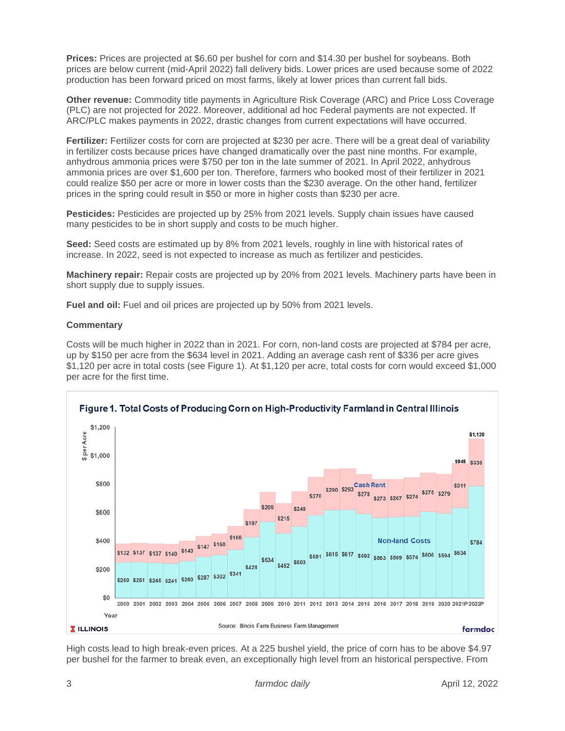**Prices:** Prices are projected at $6.60 per bushel for corn and $14.30 per bushel for soybeans. Both prices are below current (mid-April 2022) fall delivery bids. Lower prices are used because some of 2022 production has been forward priced on most farms, likely at lower prices than current fall bids.

**Other revenue:** Commodity title payments in Agriculture Risk Coverage (ARC) and Price Loss Coverage (PLC) are not projected for 2022. Moreover, additional ad hoc Federal payments are not expected. If ARC/PLC makes payments in 2022, drastic changes from current expectations will have occurred.

**Fertilizer:** Fertilizer costs for corn are projected at $230 per acre. There will be a great deal of variability in fertilizer costs because prices have changed dramatically over the past nine months. For example, anhydrous ammonia prices were $750 per ton in the late summer of 2021. In April 2022, anhydrous ammonia prices are over $1,600 per ton. Therefore, farmers who booked most of their fertilizer in 2021 could realize $50 per acre or more in lower costs than the $230 average. On the other hand, fertilizer prices in the spring could result in $50 or more in higher costs than $230 per acre.

**Pesticides:** Pesticides are projected up by 25% from 2021 levels. Supply chain issues have caused many pesticides to be in short supply and costs to be much higher.

**Seed:** Seed costs are estimated up by 8% from 2021 levels, roughly in line with historical rates of increase. In 2022, seed is not expected to increase as much as fertilizer and pesticides.

**Machinery repair:** Repair costs are projected up by 20% from 2021 levels. Machinery parts have been in short supply due to supply issues.

**Fuel and oil:** Fuel and oil prices are projected up by 50% from 2021 levels.

**Commentary**

Costs will be much higher in 2022 than in 2021. For corn, non-land costs are projected at $784 per acre, up by $150 per acre from the $634 level in 2021. Adding an average cash rent of $336 per acre gives $1,120 per acre in total costs (see Figure 1). At $1,120 per acre, total costs for corn would exceed $1,000 per acre for the first time.

**Figure 1. Total Costs of Producing Corn on High-Productivity Farmland in Central Illinois**

| Year | Non-land Costs ($ per Acre) | Cash Rent ($ per Acre) |
|---|---|---|
| 2000 | $250 | $132 |
| 2001 | $251 | $137 |
| 2002 | $245 | $137 |
| 2003 | $241 | $140 |
| 2004 | $260 | $143 |
| 2005 | $287 | $147 |
| 2006 | $302 | $150 |
| 2007 | $341 | $166 |
| 2008 | $428 | $197 |
| 2009 | $534 | $209 |
| 2010 | $452 | $215 |
| 2011 | $503 | $248 |
| 2012 | $581 | $270 |
| 2013 | $615 | $290 |
| 2014 | $617 | $293 |
| 2015 | $592 | $278 |
| 2016 | $563 | $273 |
| 2017 | $569 | $267 |
| 2018 | $574 | $274 |
| 2019 | $606 | $275 |
| 2020 | $594 | $279 |
| 2021P | $634 | $311 (total $945) |
| 2022P | $784 | $336 (total $1,120) |

Source: Illinois Farm Business Farm Management

High costs lead to high break-even prices. At a 225 bushel yield, the price of corn has to be above $4.97 per bushel for the farmer to break even, an exceptionally high level from an historical perspective. From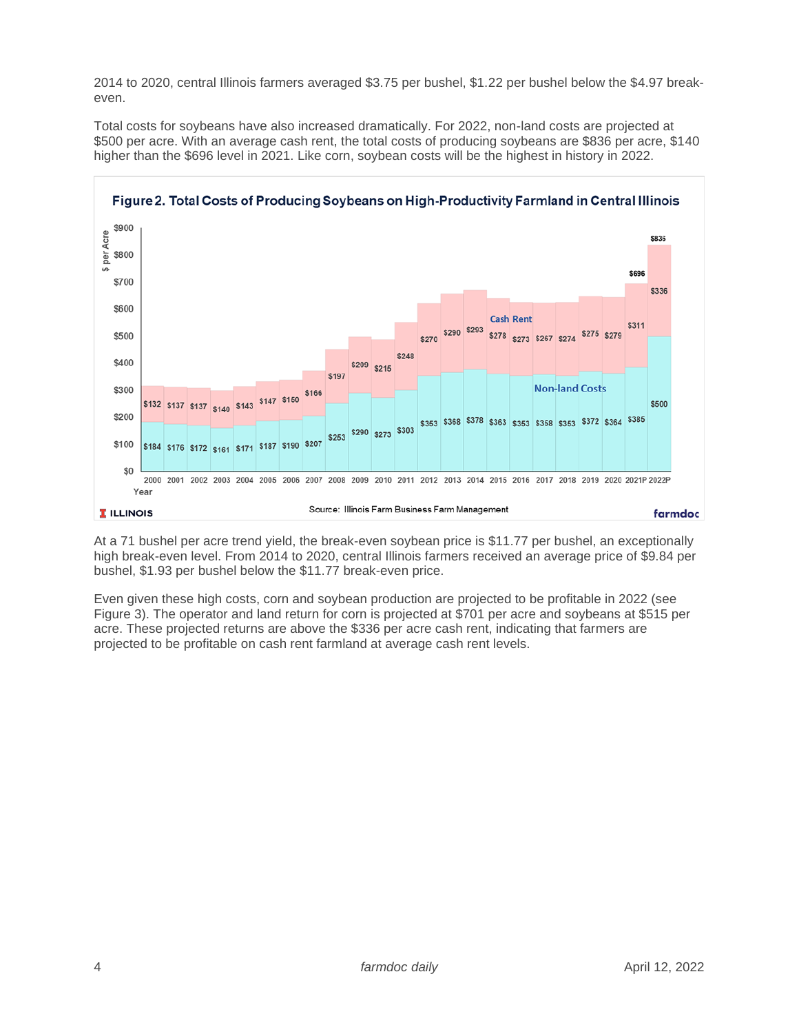2014 to 2020, central Illinois farmers averaged $3.75 per bushel, $1.22 per bushel below the $4.97 break-even.

Total costs for soybeans have also increased dramatically. For 2022, non-land costs are projected at $500 per acre. With an average cash rent, the total costs of producing soybeans are $836 per acre, $140 higher than the $696 level in 2021. Like corn, soybean costs will be the highest in history in 2022.

**Figure 2. Total Costs of Producing Soybeans on High-Productivity Farmland in Central Illinois**

| Year | Non-land Costs | Cash Rent | Total |
|---|---|---|---|
| 2000 | $184 | $132 | |
| 2001 | $176 | $137 | |
| 2002 | $172 | $137 | |
| 2003 | $161 | $140 | |
| 2004 | $171 | $143 | |
| 2005 | $187 | $147 | |
| 2006 | $190 | $150 | |
| 2007 | $207 | $166 | |
| 2008 | $253 | $197 | |
| 2009 | $290 | $209 | |
| 2010 | $273 | $215 | |
| 2011 | $303 | $248 | |
| 2012 | $353 | $270 | |
| 2013 | $368 | $290 | |
| 2014 | $378 | $293 | |
| 2015 | $363 | $278 | |
| 2016 | $353 | $273 | |
| 2017 | $358 | $267 | |
| 2018 | $353 | $274 | |
| 2019 | $372 | $275 | |
| 2020 | $364 | $279 | |
| 2021P | $385 | $311 | $696 |
| 2022P | $500 | $336 | $836 |

Source: Illinois Farm Business Farm Management

At a 71 bushel per acre trend yield, the break-even soybean price is $11.77 per bushel, an exceptionally high break-even level. From 2014 to 2020, central Illinois farmers received an average price of $9.84 per bushel, $1.93 per bushel below the $11.77 break-even price.

Even given these high costs, corn and soybean production are projected to be profitable in 2022 (see Figure 3). The operator and land return for corn is projected at $701 per acre and soybeans at $515 per acre. These projected returns are above the $336 per acre cash rent, indicating that farmers are projected to be profitable on cash rent farmland at average cash rent levels.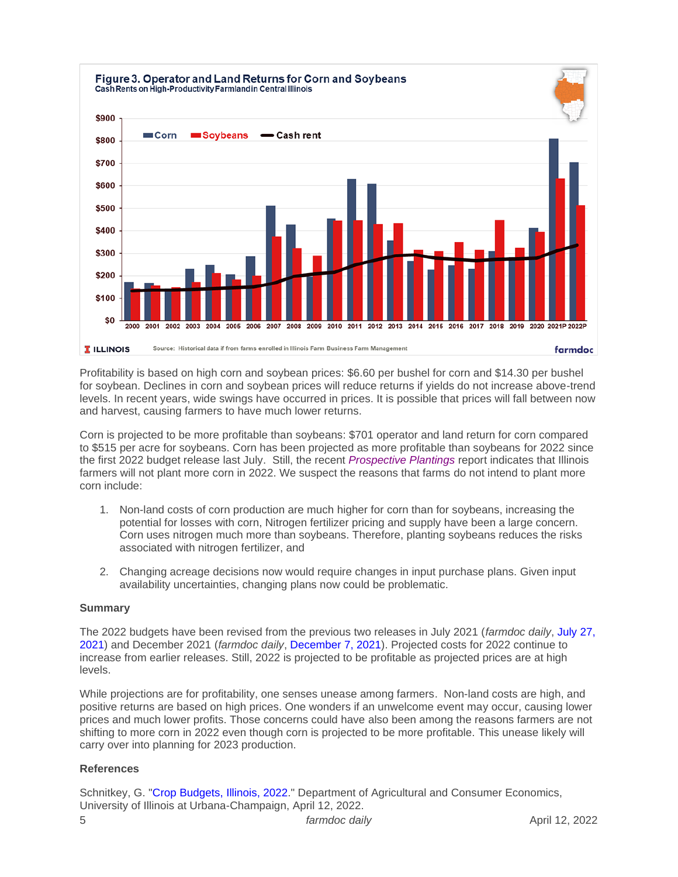**Figure 3. Operator and Land Returns for Corn and Soybeans**
Cash Rents on High-Productivity Farmland in Central Illinois

Source: Historical data if from farms enrolled in Illinois Farm Business Farm Management

Profitability is based on high corn and soybean prices: $6.60 per bushel for corn and $14.30 per bushel for soybean. Declines in corn and soybean prices will reduce returns if yields do not increase above-trend levels. In recent years, wide swings have occurred in prices. It is possible that prices will fall between now and harvest, causing farmers to have much lower returns.

Corn is projected to be more profitable than soybeans: $701 operator and land return for corn compared to $515 per acre for soybeans. Corn has been projected as more profitable than soybeans for 2022 since the first 2022 budget release last July. Still, the recent *Prospective Plantings* report indicates that Illinois farmers will not plant more corn in 2022. We suspect the reasons that farms do not intend to plant more corn include:

1. Non-land costs of corn production are much higher for corn than for soybeans, increasing the potential for losses with corn, Nitrogen fertilizer pricing and supply have been a large concern. Corn uses nitrogen much more than soybeans. Therefore, planting soybeans reduces the risks associated with nitrogen fertilizer, and
2. Changing acreage decisions now would require changes in input purchase plans. Given input availability uncertainties, changing plans now could be problematic.

**Summary**

The 2022 budgets have been revised from the previous two releases in July 2021 (*farmdoc daily*, July 27, 2021) and December 2021 (*farmdoc daily*, December 7, 2021). Projected costs for 2022 continue to increase from earlier releases. Still, 2022 is projected to be profitable as projected prices are at high levels.

While projections are for profitability, one senses unease among farmers. Non-land costs are high, and positive returns are based on high prices. One wonders if an unwelcome event may occur, causing lower prices and much lower profits. Those concerns could have also been among the reasons farmers are not shifting to more corn in 2022 even though corn is projected to be more profitable. This unease likely will carry over into planning for 2023 production.

**References**

Schnitkey, G. "Crop Budgets, Illinois, 2022." Department of Agricultural and Consumer Economics, University of Illinois at Urbana-Champaign, April 12, 2022.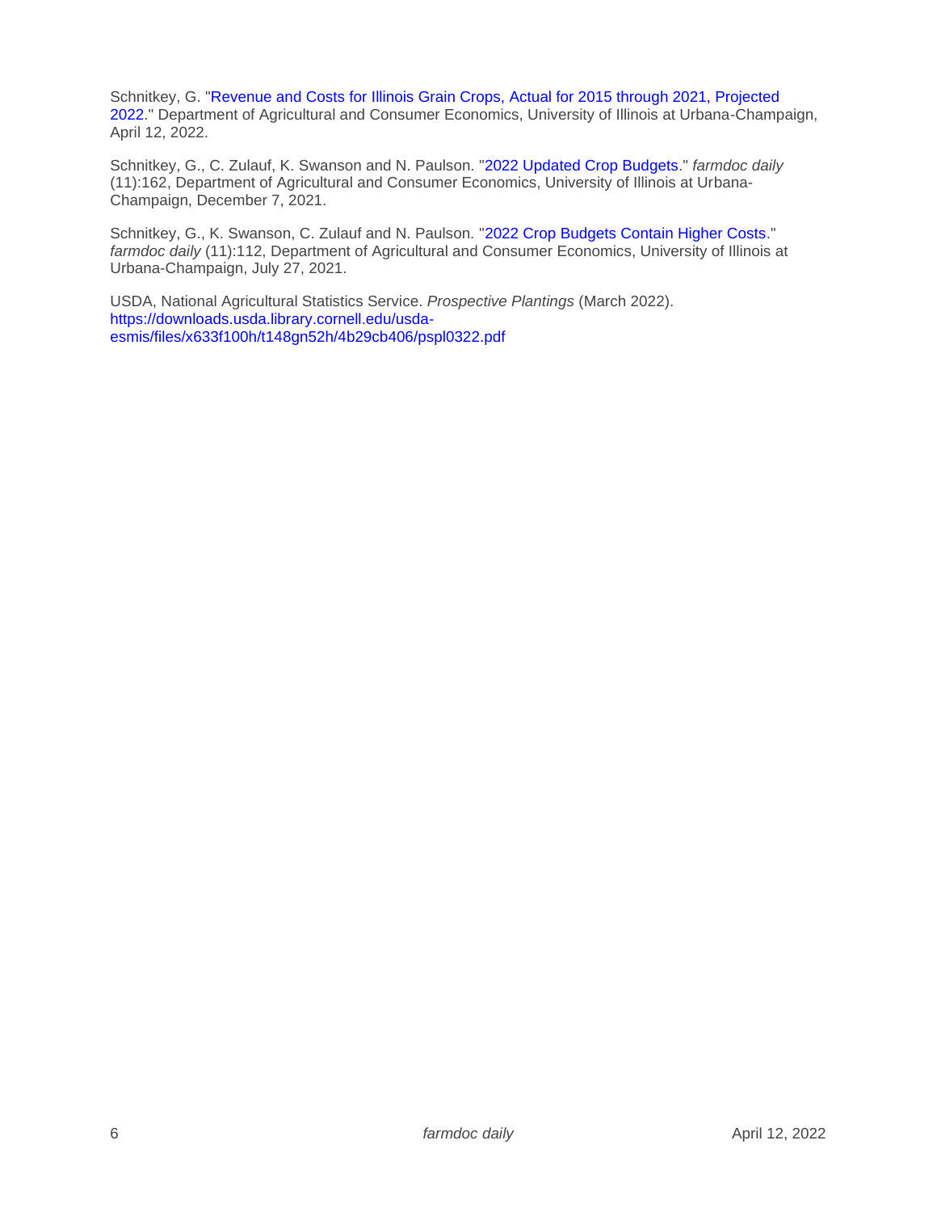Schnitkey, G. "Revenue and Costs for Illinois Grain Crops, Actual for 2015 through 2021, Projected 2022." Department of Agricultural and Consumer Economics, University of Illinois at Urbana-Champaign, April 12, 2022.

Schnitkey, G., C. Zulauf, K. Swanson and N. Paulson. "2022 Updated Crop Budgets." *farmdoc daily* (11):162, Department of Agricultural and Consumer Economics, University of Illinois at Urbana-Champaign, December 7, 2021.

Schnitkey, G., K. Swanson, C. Zulauf and N. Paulson. "2022 Crop Budgets Contain Higher Costs." *farmdoc daily* (11):112, Department of Agricultural and Consumer Economics, University of Illinois at Urbana-Champaign, July 27, 2021.

USDA, National Agricultural Statistics Service. *Prospective Plantings* (March 2022). https://downloads.usda.library.cornell.edu/usda-esmis/files/x633f100h/t148gn52h/4b29cb406/pspl0322.pdf